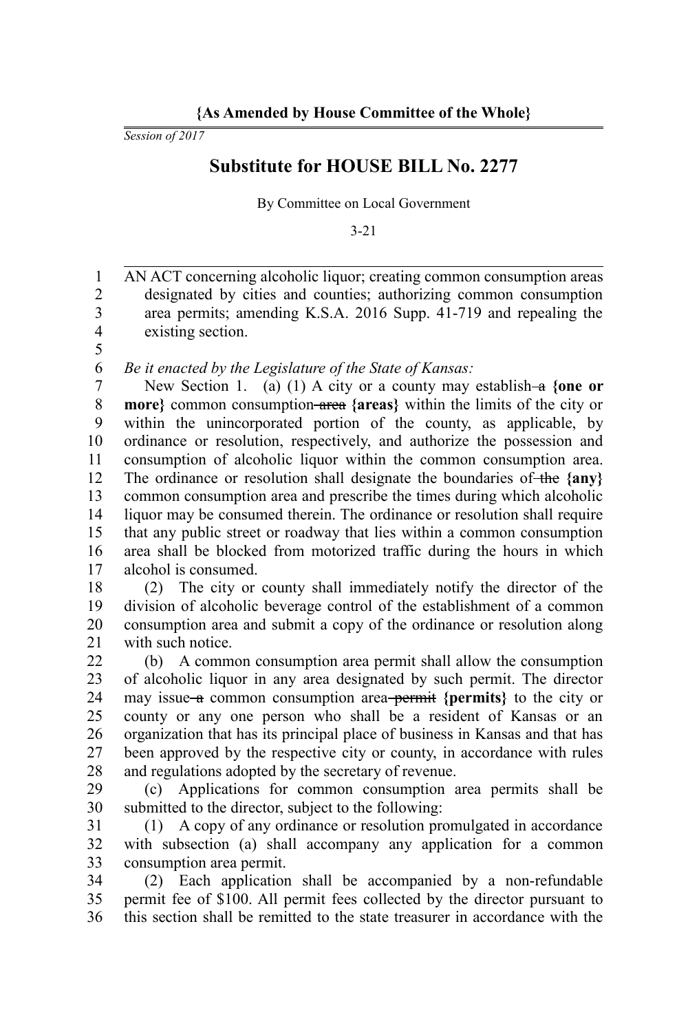**{As Amended by House Committee of the Whole}**

*Session of 2017*

# Substitute for HOUSE BILL No. 2277

By Committee on Local Government

3-21

AN ACT concerning alcoholic liquor; creating common consumption areas designated by cities and counties; authorizing common consumption area permits; amending K.S.A. 2016 Supp. 41-719 and repealing the existing section.

*Be it enacted by the Legislature of the State of Kansas:*

New Section 1. (a) (1) A city or a county may establish ~~a~~ **{one or more}** common consumption ~~area~~ **{areas}** within the limits of the city or within the unincorporated portion of the county, as applicable, by ordinance or resolution, respectively, and authorize the possession and consumption of alcoholic liquor within the common consumption area. The ordinance or resolution shall designate the boundaries of ~~the~~ **{any}** common consumption area and prescribe the times during which alcoholic liquor may be consumed therein. The ordinance or resolution shall require that any public street or roadway that lies within a common consumption area shall be blocked from motorized traffic during the hours in which alcohol is consumed.

(2) The city or county shall immediately notify the director of the division of alcoholic beverage control of the establishment of a common consumption area and submit a copy of the ordinance or resolution along with such notice.

(b) A common consumption area permit shall allow the consumption of alcoholic liquor in any area designated by such permit. The director may issue ~~a~~ common consumption area ~~permit~~ **{permits}** to the city or county or any one person who shall be a resident of Kansas or an organization that has its principal place of business in Kansas and that has been approved by the respective city or county, in accordance with rules and regulations adopted by the secretary of revenue.

(c) Applications for common consumption area permits shall be submitted to the director, subject to the following:

(1) A copy of any ordinance or resolution promulgated in accordance with subsection (a) shall accompany any application for a common consumption area permit.

(2) Each application shall be accompanied by a non-refundable permit fee of $100. All permit fees collected by the director pursuant to this section shall be remitted to the state treasurer in accordance with the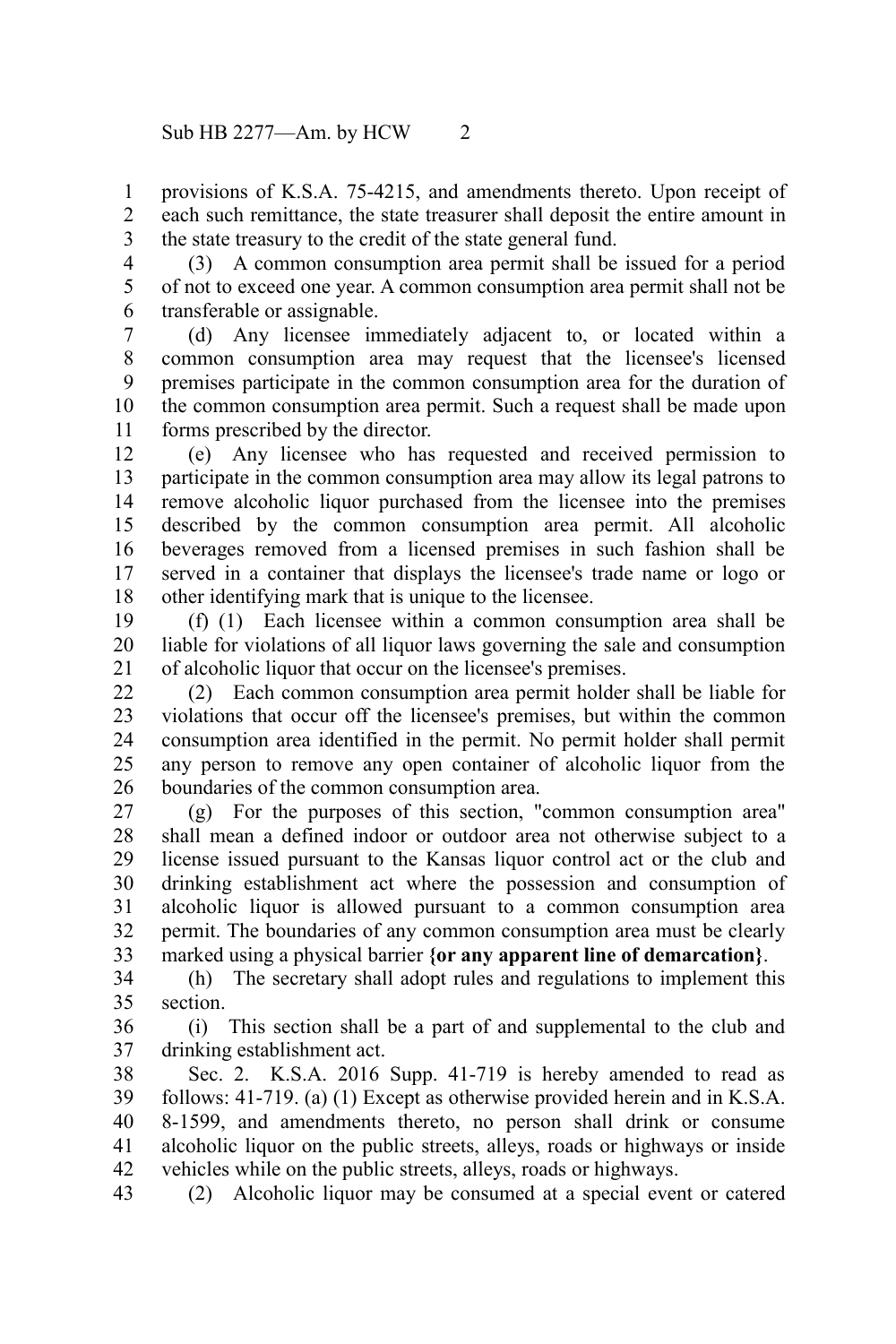provisions of K.S.A. 75-4215, and amendments thereto. Upon receipt of each such remittance, the state treasurer shall deposit the entire amount in the state treasury to the credit of the state general fund.

(3) A common consumption area permit shall be issued for a period of not to exceed one year. A common consumption area permit shall not be transferable or assignable.

(d) Any licensee immediately adjacent to, or located within a common consumption area may request that the licensee's licensed premises participate in the common consumption area for the duration of the common consumption area permit. Such a request shall be made upon forms prescribed by the director.

(e) Any licensee who has requested and received permission to participate in the common consumption area may allow its legal patrons to remove alcoholic liquor purchased from the licensee into the premises described by the common consumption area permit. All alcoholic beverages removed from a licensed premises in such fashion shall be served in a container that displays the licensee's trade name or logo or other identifying mark that is unique to the licensee.

(f) (1) Each licensee within a common consumption area shall be liable for violations of all liquor laws governing the sale and consumption of alcoholic liquor that occur on the licensee's premises.

(2) Each common consumption area permit holder shall be liable for violations that occur off the licensee's premises, but within the common consumption area identified in the permit. No permit holder shall permit any person to remove any open container of alcoholic liquor from the boundaries of the common consumption area.

(g) For the purposes of this section, "common consumption area" shall mean a defined indoor or outdoor area not otherwise subject to a license issued pursuant to the Kansas liquor control act or the club and drinking establishment act where the possession and consumption of alcoholic liquor is allowed pursuant to a common consumption area permit. The boundaries of any common consumption area must be clearly marked using a physical barrier **{or any apparent line of demarcation}**.

(h) The secretary shall adopt rules and regulations to implement this section.

(i) This section shall be a part of and supplemental to the club and drinking establishment act.

Sec. 2. K.S.A. 2016 Supp. 41-719 is hereby amended to read as follows: 41-719. (a) (1) Except as otherwise provided herein and in K.S.A. 8-1599, and amendments thereto, no person shall drink or consume alcoholic liquor on the public streets, alleys, roads or highways or inside vehicles while on the public streets, alleys, roads or highways.

(2) Alcoholic liquor may be consumed at a special event or catered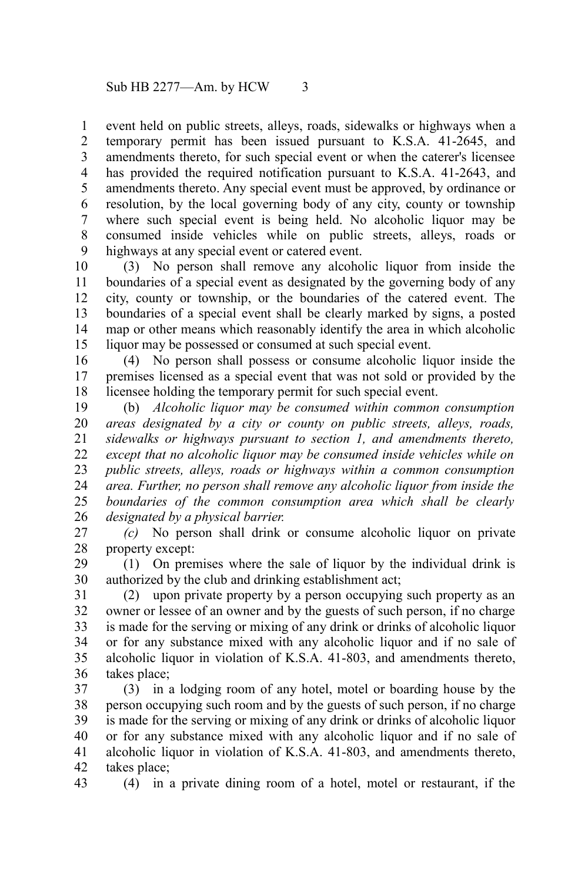event held on public streets, alleys, roads, sidewalks or highways when a temporary permit has been issued pursuant to K.S.A. 41-2645, and amendments thereto, for such special event or when the caterer's licensee has provided the required notification pursuant to K.S.A. 41-2643, and amendments thereto. Any special event must be approved, by ordinance or resolution, by the local governing body of any city, county or township where such special event is being held. No alcoholic liquor may be consumed inside vehicles while on public streets, alleys, roads or highways at any special event or catered event.

(3) No person shall remove any alcoholic liquor from inside the boundaries of a special event as designated by the governing body of any city, county or township, or the boundaries of the catered event. The boundaries of a special event shall be clearly marked by signs, a posted map or other means which reasonably identify the area in which alcoholic liquor may be possessed or consumed at such special event.

(4) No person shall possess or consume alcoholic liquor inside the premises licensed as a special event that was not sold or provided by the licensee holding the temporary permit for such special event.

(b) *Alcoholic liquor may be consumed within common consumption areas designated by a city or county on public streets, alleys, roads, sidewalks or highways pursuant to section 1, and amendments thereto, except that no alcoholic liquor may be consumed inside vehicles while on public streets, alleys, roads or highways within a common consumption area. Further, no person shall remove any alcoholic liquor from inside the boundaries of the common consumption area which shall be clearly designated by a physical barrier.*

*(c)* No person shall drink or consume alcoholic liquor on private property except:

(1) On premises where the sale of liquor by the individual drink is authorized by the club and drinking establishment act;

(2) upon private property by a person occupying such property as an owner or lessee of an owner and by the guests of such person, if no charge is made for the serving or mixing of any drink or drinks of alcoholic liquor or for any substance mixed with any alcoholic liquor and if no sale of alcoholic liquor in violation of K.S.A. 41-803, and amendments thereto, takes place;

(3) in a lodging room of any hotel, motel or boarding house by the person occupying such room and by the guests of such person, if no charge is made for the serving or mixing of any drink or drinks of alcoholic liquor or for any substance mixed with any alcoholic liquor and if no sale of alcoholic liquor in violation of K.S.A. 41-803, and amendments thereto, takes place;

(4) in a private dining room of a hotel, motel or restaurant, if the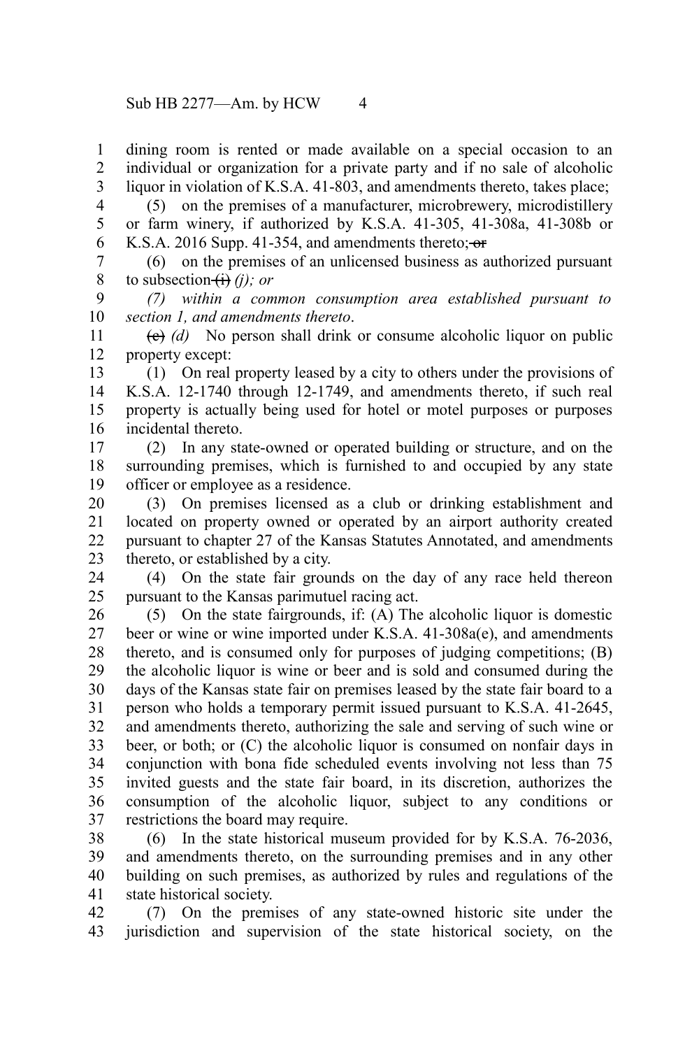dining room is rented or made available on a special occasion to an individual or organization for a private party and if no sale of alcoholic liquor in violation of K.S.A. 41-803, and amendments thereto, takes place;

(5) on the premises of a manufacturer, microbrewery, microdistillery or farm winery, if authorized by K.S.A. 41-305, 41-308a, 41-308b or K.S.A. 2016 Supp. 41-354, and amendments thereto; ~~or~~

(6) on the premises of an unlicensed business as authorized pursuant to subsection ~~(i)~~ *(j); or*

*(7) within a common consumption area established pursuant to section 1, and amendments thereto*.

~~(c)~~ *(d)* No person shall drink or consume alcoholic liquor on public property except:

(1) On real property leased by a city to others under the provisions of K.S.A. 12-1740 through 12-1749, and amendments thereto, if such real property is actually being used for hotel or motel purposes or purposes incidental thereto.

(2) In any state-owned or operated building or structure, and on the surrounding premises, which is furnished to and occupied by any state officer or employee as a residence.

(3) On premises licensed as a club or drinking establishment and located on property owned or operated by an airport authority created pursuant to chapter 27 of the Kansas Statutes Annotated, and amendments thereto, or established by a city.

(4) On the state fair grounds on the day of any race held thereon pursuant to the Kansas parimutuel racing act.

(5) On the state fairgrounds, if: (A) The alcoholic liquor is domestic beer or wine or wine imported under K.S.A. 41-308a(e), and amendments thereto, and is consumed only for purposes of judging competitions; (B) the alcoholic liquor is wine or beer and is sold and consumed during the days of the Kansas state fair on premises leased by the state fair board to a person who holds a temporary permit issued pursuant to K.S.A. 41-2645, and amendments thereto, authorizing the sale and serving of such wine or beer, or both; or (C) the alcoholic liquor is consumed on nonfair days in conjunction with bona fide scheduled events involving not less than 75 invited guests and the state fair board, in its discretion, authorizes the consumption of the alcoholic liquor, subject to any conditions or restrictions the board may require.

(6) In the state historical museum provided for by K.S.A. 76-2036, and amendments thereto, on the surrounding premises and in any other building on such premises, as authorized by rules and regulations of the state historical society.

(7) On the premises of any state-owned historic site under the jurisdiction and supervision of the state historical society, on the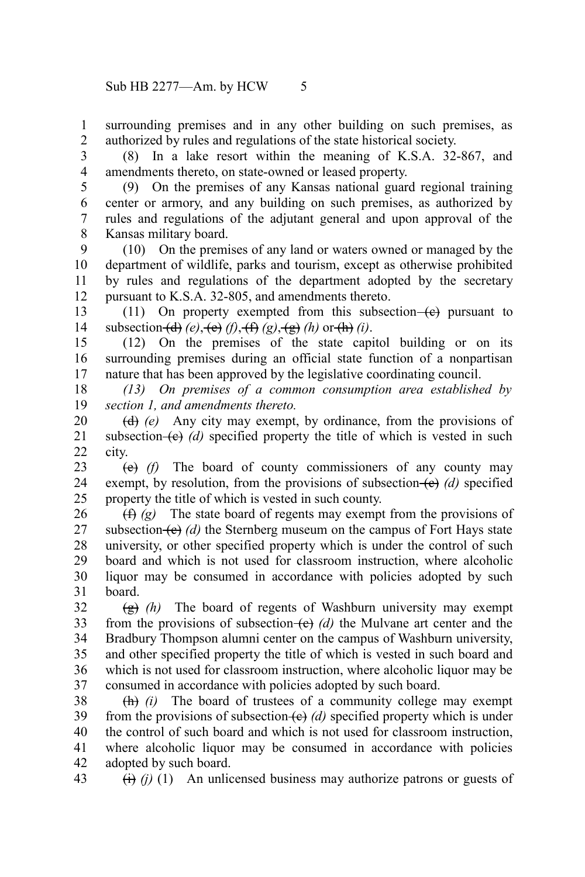surrounding premises and in any other building on such premises, as authorized by rules and regulations of the state historical society.

(8) In a lake resort within the meaning of K.S.A. 32-867, and amendments thereto, on state-owned or leased property.

(9) On the premises of any Kansas national guard regional training center or armory, and any building on such premises, as authorized by rules and regulations of the adjutant general and upon approval of the Kansas military board.

(10) On the premises of any land or waters owned or managed by the department of wildlife, parks and tourism, except as otherwise prohibited by rules and regulations of the department adopted by the secretary pursuant to K.S.A. 32-805, and amendments thereto.

(11) On property exempted from this subsection ~~(c)~~ pursuant to subsection ~~(d)~~ *(e)*, ~~(e)~~ *(f)*, ~~(f)~~ *(g)*, ~~(g)~~ *(h)* or ~~(h)~~ *(i)*.

(12) On the premises of the state capitol building or on its surrounding premises during an official state function of a nonpartisan nature that has been approved by the legislative coordinating council.

*(13) On premises of a common consumption area established by section 1, and amendments thereto.*

~~(d)~~ *(e)* Any city may exempt, by ordinance, from the provisions of subsection ~~(c)~~ *(d)* specified property the title of which is vested in such city.

~~(e)~~ *(f)* The board of county commissioners of any county may exempt, by resolution, from the provisions of subsection ~~(c)~~ *(d)* specified property the title of which is vested in such county.

~~(f)~~ *(g)* The state board of regents may exempt from the provisions of subsection ~~(c)~~ *(d)* the Sternberg museum on the campus of Fort Hays state university, or other specified property which is under the control of such board and which is not used for classroom instruction, where alcoholic liquor may be consumed in accordance with policies adopted by such board.

~~(g)~~ *(h)* The board of regents of Washburn university may exempt from the provisions of subsection ~~(c)~~ *(d)* the Mulvane art center and the Bradbury Thompson alumni center on the campus of Washburn university, and other specified property the title of which is vested in such board and which is not used for classroom instruction, where alcoholic liquor may be consumed in accordance with policies adopted by such board.

~~(h)~~ *(i)* The board of trustees of a community college may exempt from the provisions of subsection ~~(c)~~ *(d)* specified property which is under the control of such board and which is not used for classroom instruction, where alcoholic liquor may be consumed in accordance with policies adopted by such board.

~~(i)~~ *(j)* (1) An unlicensed business may authorize patrons or guests of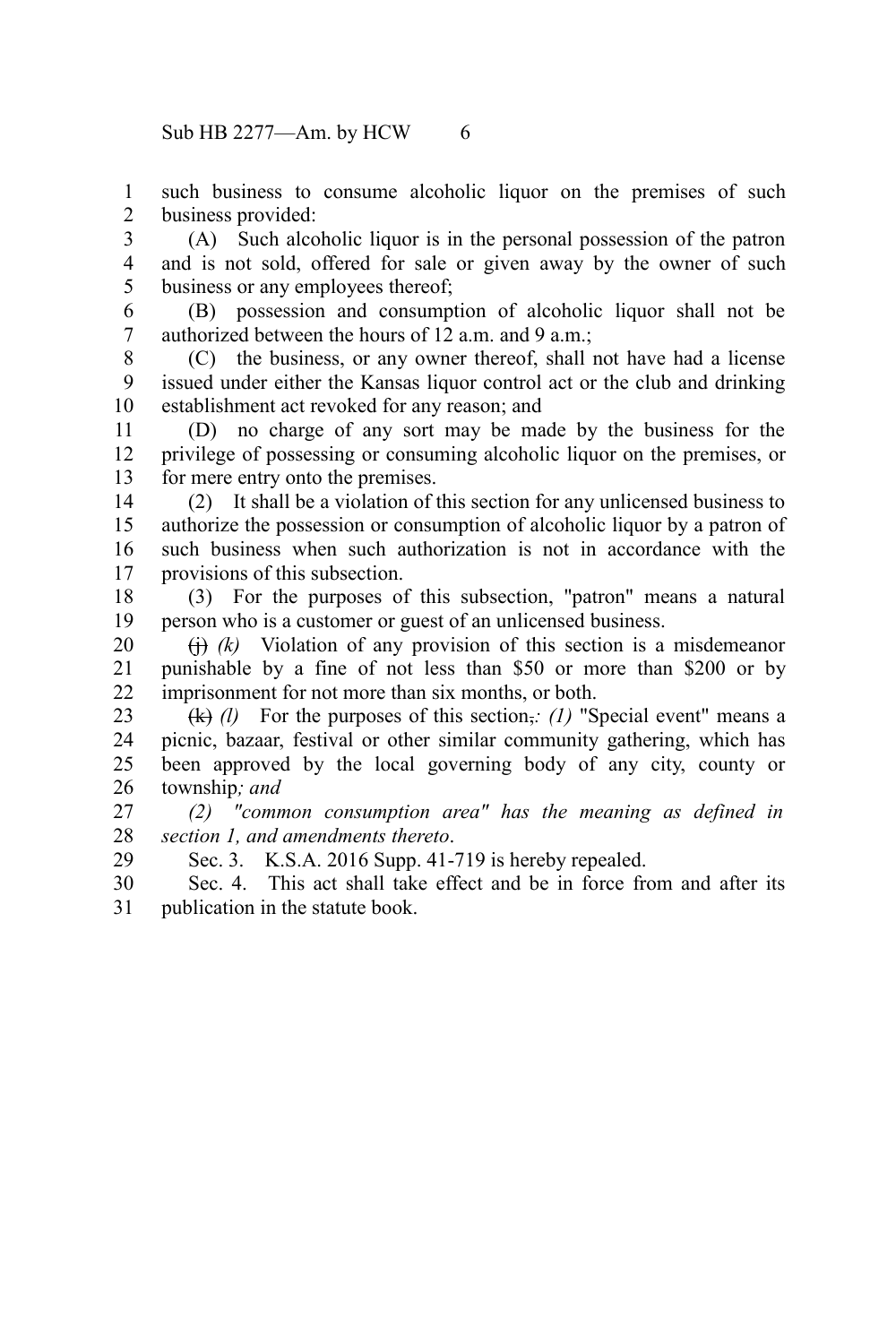such business to consume alcoholic liquor on the premises of such business provided:

(A) Such alcoholic liquor is in the personal possession of the patron and is not sold, offered for sale or given away by the owner of such business or any employees thereof;

(B) possession and consumption of alcoholic liquor shall not be authorized between the hours of 12 a.m. and 9 a.m.;

(C) the business, or any owner thereof, shall not have had a license issued under either the Kansas liquor control act or the club and drinking establishment act revoked for any reason; and

(D) no charge of any sort may be made by the business for the privilege of possessing or consuming alcoholic liquor on the premises, or for mere entry onto the premises.

(2) It shall be a violation of this section for any unlicensed business to authorize the possession or consumption of alcoholic liquor by a patron of such business when such authorization is not in accordance with the provisions of this subsection.

(3) For the purposes of this subsection, "patron" means a natural person who is a customer or guest of an unlicensed business.

~~(j)~~ *(k)* Violation of any provision of this section is a misdemeanor punishable by a fine of not less than $50 or more than $200 or by imprisonment for not more than six months, or both.

~~(k)~~ *(l)* For the purposes of this section~~,~~*: (1)* "Special event" means a picnic, bazaar, festival or other similar community gathering, which has been approved by the local governing body of any city, county or township*; and*

*(2) "common consumption area" has the meaning as defined in section 1, and amendments thereto*.

Sec. 3. K.S.A. 2016 Supp. 41-719 is hereby repealed.

Sec. 4. This act shall take effect and be in force from and after its publication in the statute book.